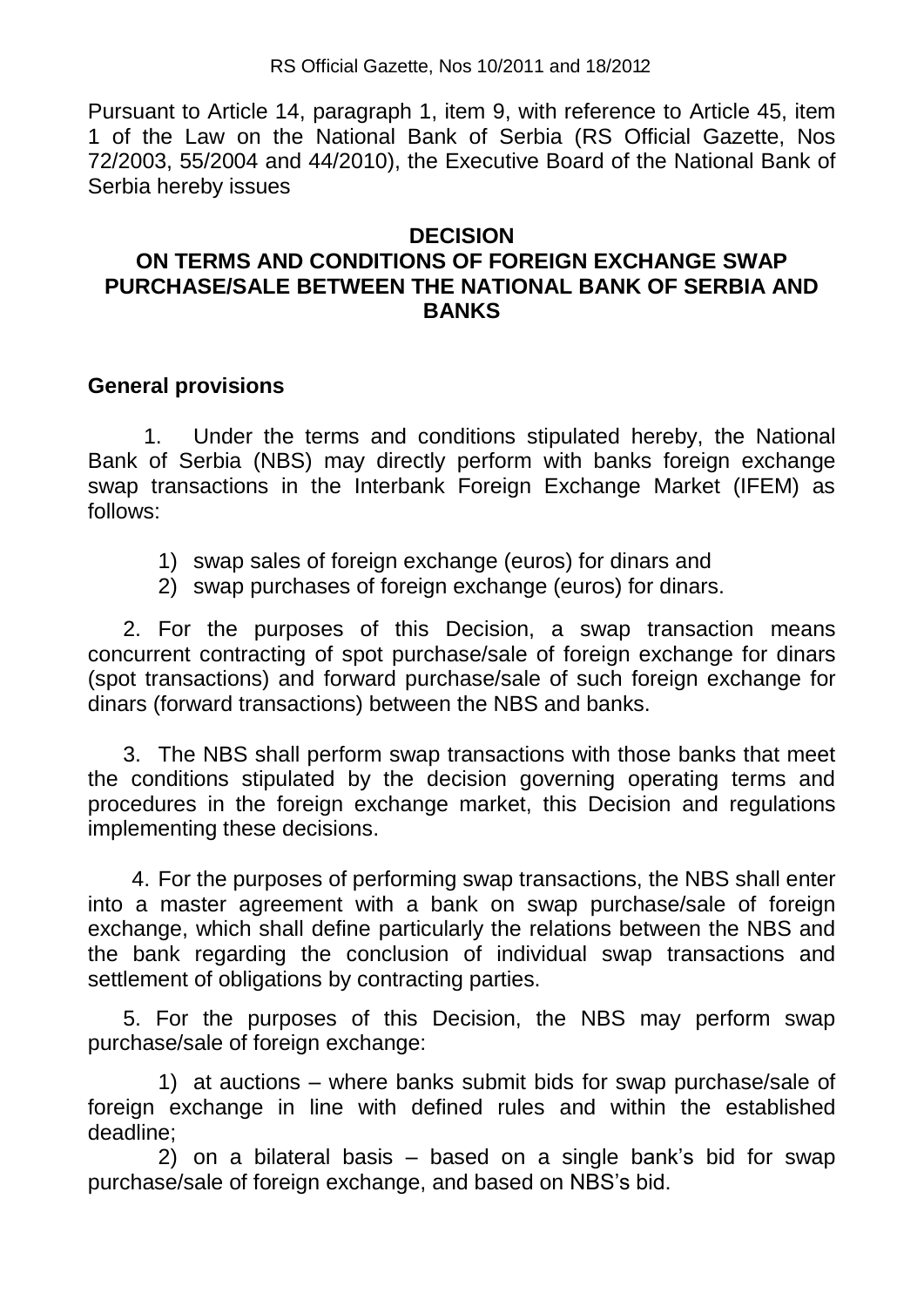RS Official Gazette, Nos 10/2011 and 18/2012

Pursuant to Article 14, paragraph 1, item 9, with reference to Article 45, item 1 of the Law on the National Bank of Serbia (RS Official Gazette, Nos 72/2003, 55/2004 and 44/2010), the Executive Board of the National Bank of Serbia hereby issues

# DECISION ON TERMS AND CONDITIONS OF FOREIGN EXCHANGE SWAP PURCHASE/SALE BETWEEN THE NATIONAL BANK OF SERBIA AND BANKS

## General provisions

1. Under the terms and conditions stipulated hereby, the National Bank of Serbia (NBS) may directly perform with banks foreign exchange swap transactions in the Interbank Foreign Exchange Market (IFEM) as follows:

   1) swap sales of foreign exchange (euros) for dinars and
   2) swap purchases of foreign exchange (euros) for dinars.

2. For the purposes of this Decision, a swap transaction means concurrent contracting of spot purchase/sale of foreign exchange for dinars (spot transactions) and forward purchase/sale of such foreign exchange for dinars (forward transactions) between the NBS and banks.

3. The NBS shall perform swap transactions with those banks that meet the conditions stipulated by the decision governing operating terms and procedures in the foreign exchange market, this Decision and regulations implementing these decisions.

4. For the purposes of performing swap transactions, the NBS shall enter into a master agreement with a bank on swap purchase/sale of foreign exchange, which shall define particularly the relations between the NBS and the bank regarding the conclusion of individual swap transactions and settlement of obligations by contracting parties.

5. For the purposes of this Decision, the NBS may perform swap purchase/sale of foreign exchange:

   1) at auctions – where banks submit bids for swap purchase/sale of foreign exchange in line with defined rules and within the established deadline;

   2) on a bilateral basis – based on a single bank's bid for swap purchase/sale of foreign exchange, and based on NBS's bid.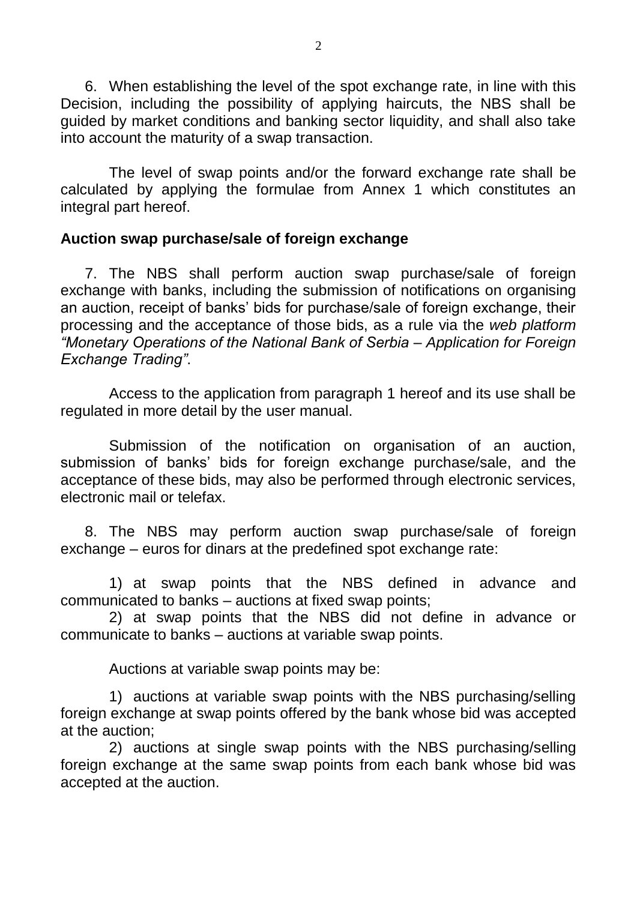6. When establishing the level of the spot exchange rate, in line with this Decision, including the possibility of applying haircuts, the NBS shall be guided by market conditions and banking sector liquidity, and shall also take into account the maturity of a swap transaction.

The level of swap points and/or the forward exchange rate shall be calculated by applying the formulae from Annex 1 which constitutes an integral part hereof.

**Auction swap purchase/sale of foreign exchange**

7. The NBS shall perform auction swap purchase/sale of foreign exchange with banks, including the submission of notifications on organising an auction, receipt of banks' bids for purchase/sale of foreign exchange, their processing and the acceptance of those bids, as a rule via the *web platform "Monetary Operations of the National Bank of Serbia – Application for Foreign Exchange Trading"*.

Access to the application from paragraph 1 hereof and its use shall be regulated in more detail by the user manual.

Submission of the notification on organisation of an auction, submission of banks' bids for foreign exchange purchase/sale, and the acceptance of these bids, may also be performed through electronic services, electronic mail or telefax.

8. The NBS may perform auction swap purchase/sale of foreign exchange – euros for dinars at the predefined spot exchange rate:

1) at swap points that the NBS defined in advance and communicated to banks – auctions at fixed swap points;
2) at swap points that the NBS did not define in advance or communicate to banks – auctions at variable swap points.

Auctions at variable swap points may be:

1) auctions at variable swap points with the NBS purchasing/selling foreign exchange at swap points offered by the bank whose bid was accepted at the auction;
2) auctions at single swap points with the NBS purchasing/selling foreign exchange at the same swap points from each bank whose bid was accepted at the auction.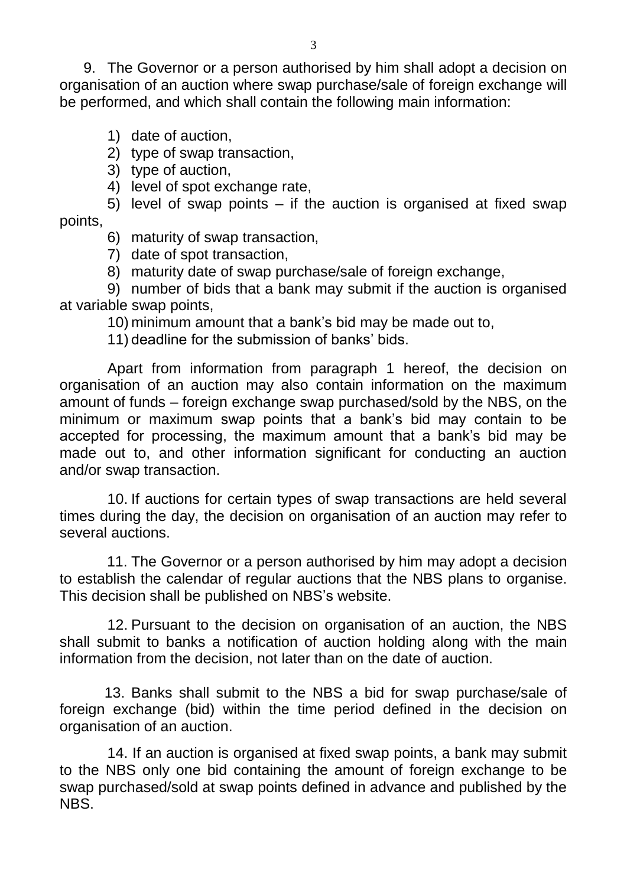9. The Governor or a person authorised by him shall adopt a decision on organisation of an auction where swap purchase/sale of foreign exchange will be performed, and which shall contain the following main information:

1) date of auction,
2) type of swap transaction,
3) type of auction,
4) level of spot exchange rate,
5) level of swap points – if the auction is organised at fixed swap points,
6) maturity of swap transaction,
7) date of spot transaction,
8) maturity date of swap purchase/sale of foreign exchange,
9) number of bids that a bank may submit if the auction is organised at variable swap points,
10) minimum amount that a bank's bid may be made out to,
11) deadline for the submission of banks' bids.

Apart from information from paragraph 1 hereof, the decision on organisation of an auction may also contain information on the maximum amount of funds – foreign exchange swap purchased/sold by the NBS, on the minimum or maximum swap points that a bank's bid may contain to be accepted for processing, the maximum amount that a bank's bid may be made out to, and other information significant for conducting an auction and/or swap transaction.

10. If auctions for certain types of swap transactions are held several times during the day, the decision on organisation of an auction may refer to several auctions.

11. The Governor or a person authorised by him may adopt a decision to establish the calendar of regular auctions that the NBS plans to organise. This decision shall be published on NBS's website.

12. Pursuant to the decision on organisation of an auction, the NBS shall submit to banks a notification of auction holding along with the main information from the decision, not later than on the date of auction.

13. Banks shall submit to the NBS a bid for swap purchase/sale of foreign exchange (bid) within the time period defined in the decision on organisation of an auction.

14. If an auction is organised at fixed swap points, a bank may submit to the NBS only one bid containing the amount of foreign exchange to be swap purchased/sold at swap points defined in advance and published by the NBS.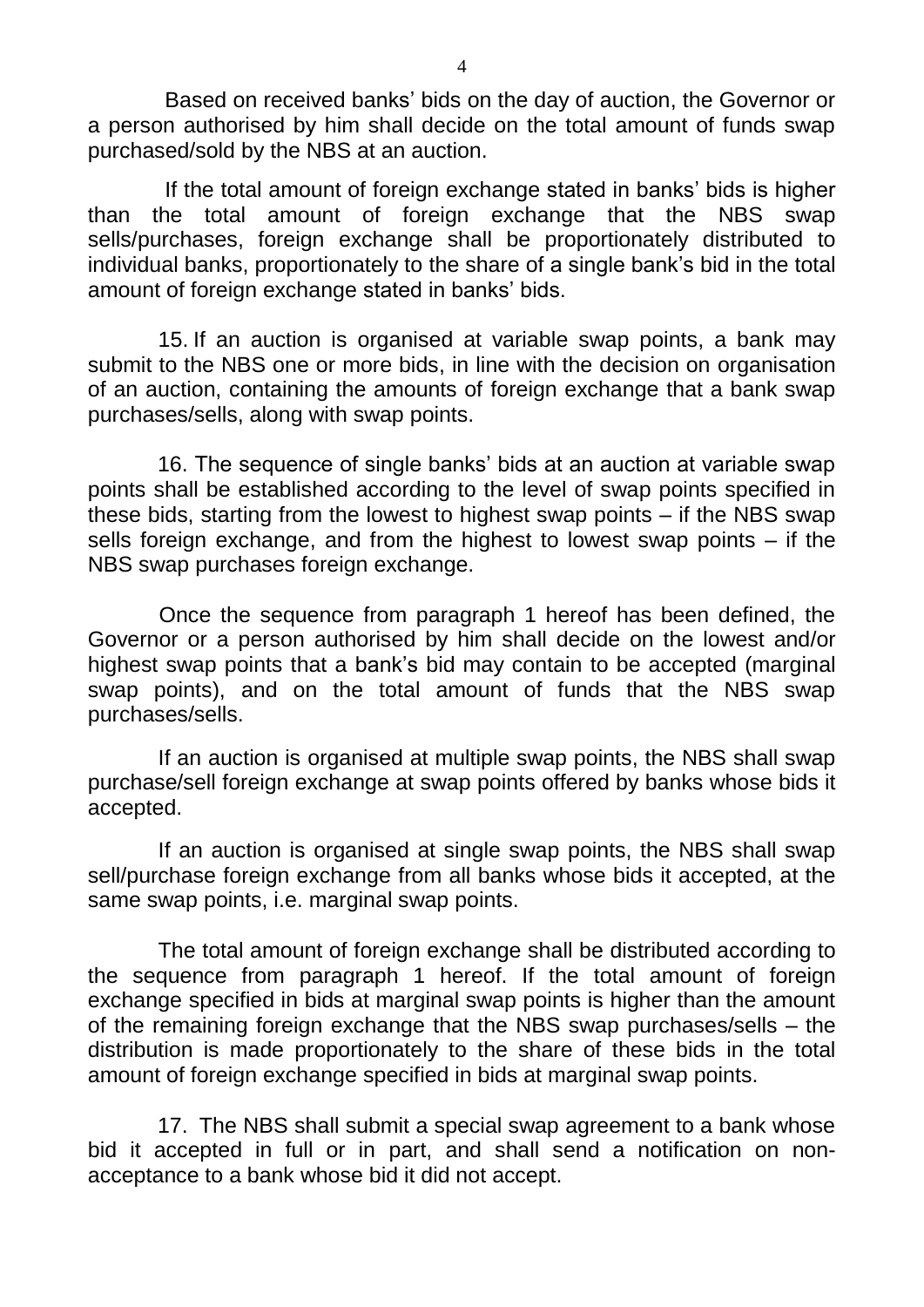Based on received banks' bids on the day of auction, the Governor or a person authorised by him shall decide on the total amount of funds swap purchased/sold by the NBS at an auction.

If the total amount of foreign exchange stated in banks' bids is higher than the total amount of foreign exchange that the NBS swap sells/purchases, foreign exchange shall be proportionately distributed to individual banks, proportionately to the share of a single bank's bid in the total amount of foreign exchange stated in banks' bids.

15. If an auction is organised at variable swap points, a bank may submit to the NBS one or more bids, in line with the decision on organisation of an auction, containing the amounts of foreign exchange that a bank swap purchases/sells, along with swap points.

16. The sequence of single banks' bids at an auction at variable swap points shall be established according to the level of swap points specified in these bids, starting from the lowest to highest swap points – if the NBS swap sells foreign exchange, and from the highest to lowest swap points – if the NBS swap purchases foreign exchange.

Once the sequence from paragraph 1 hereof has been defined, the Governor or a person authorised by him shall decide on the lowest and/or highest swap points that a bank's bid may contain to be accepted (marginal swap points), and on the total amount of funds that the NBS swap purchases/sells.

If an auction is organised at multiple swap points, the NBS shall swap purchase/sell foreign exchange at swap points offered by banks whose bids it accepted.

If an auction is organised at single swap points, the NBS shall swap sell/purchase foreign exchange from all banks whose bids it accepted, at the same swap points, i.e. marginal swap points.

The total amount of foreign exchange shall be distributed according to the sequence from paragraph 1 hereof. If the total amount of foreign exchange specified in bids at marginal swap points is higher than the amount of the remaining foreign exchange that the NBS swap purchases/sells – the distribution is made proportionately to the share of these bids in the total amount of foreign exchange specified in bids at marginal swap points.

17. The NBS shall submit a special swap agreement to a bank whose bid it accepted in full or in part, and shall send a notification on non-acceptance to a bank whose bid it did not accept.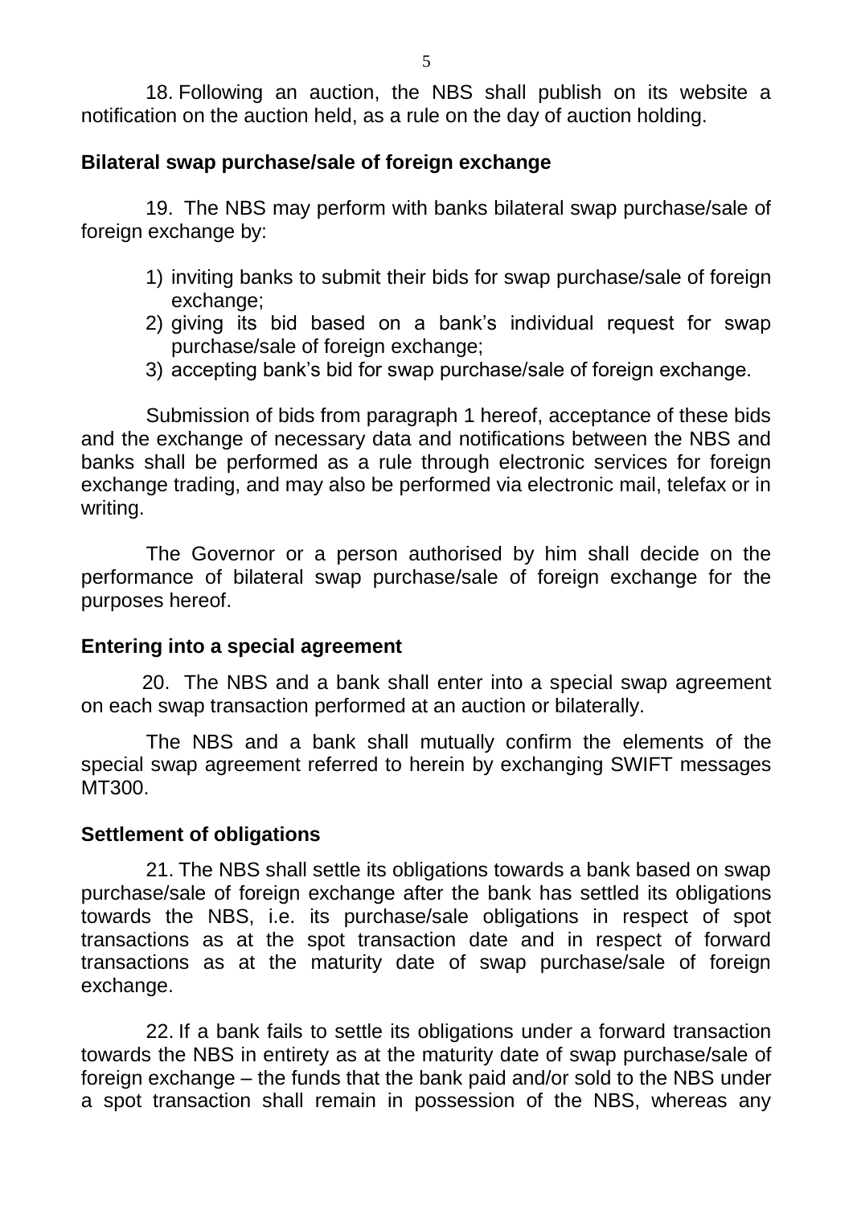18. Following an auction, the NBS shall publish on its website a notification on the auction held, as a rule on the day of auction holding.

**Bilateral swap purchase/sale of foreign exchange**

19. The NBS may perform with banks bilateral swap purchase/sale of foreign exchange by:

1) inviting banks to submit their bids for swap purchase/sale of foreign exchange;
2) giving its bid based on a bank's individual request for swap purchase/sale of foreign exchange;
3) accepting bank's bid for swap purchase/sale of foreign exchange.

Submission of bids from paragraph 1 hereof, acceptance of these bids and the exchange of necessary data and notifications between the NBS and banks shall be performed as a rule through electronic services for foreign exchange trading, and may also be performed via electronic mail, telefax or in writing.

The Governor or a person authorised by him shall decide on the performance of bilateral swap purchase/sale of foreign exchange for the purposes hereof.

**Entering into a special agreement**

20. The NBS and a bank shall enter into a special swap agreement on each swap transaction performed at an auction or bilaterally.

The NBS and a bank shall mutually confirm the elements of the special swap agreement referred to herein by exchanging SWIFT messages MT300.

**Settlement of obligations**

21. The NBS shall settle its obligations towards a bank based on swap purchase/sale of foreign exchange after the bank has settled its obligations towards the NBS, i.e. its purchase/sale obligations in respect of spot transactions as at the spot transaction date and in respect of forward transactions as at the maturity date of swap purchase/sale of foreign exchange.

22. If a bank fails to settle its obligations under a forward transaction towards the NBS in entirety as at the maturity date of swap purchase/sale of foreign exchange – the funds that the bank paid and/or sold to the NBS under a spot transaction shall remain in possession of the NBS, whereas any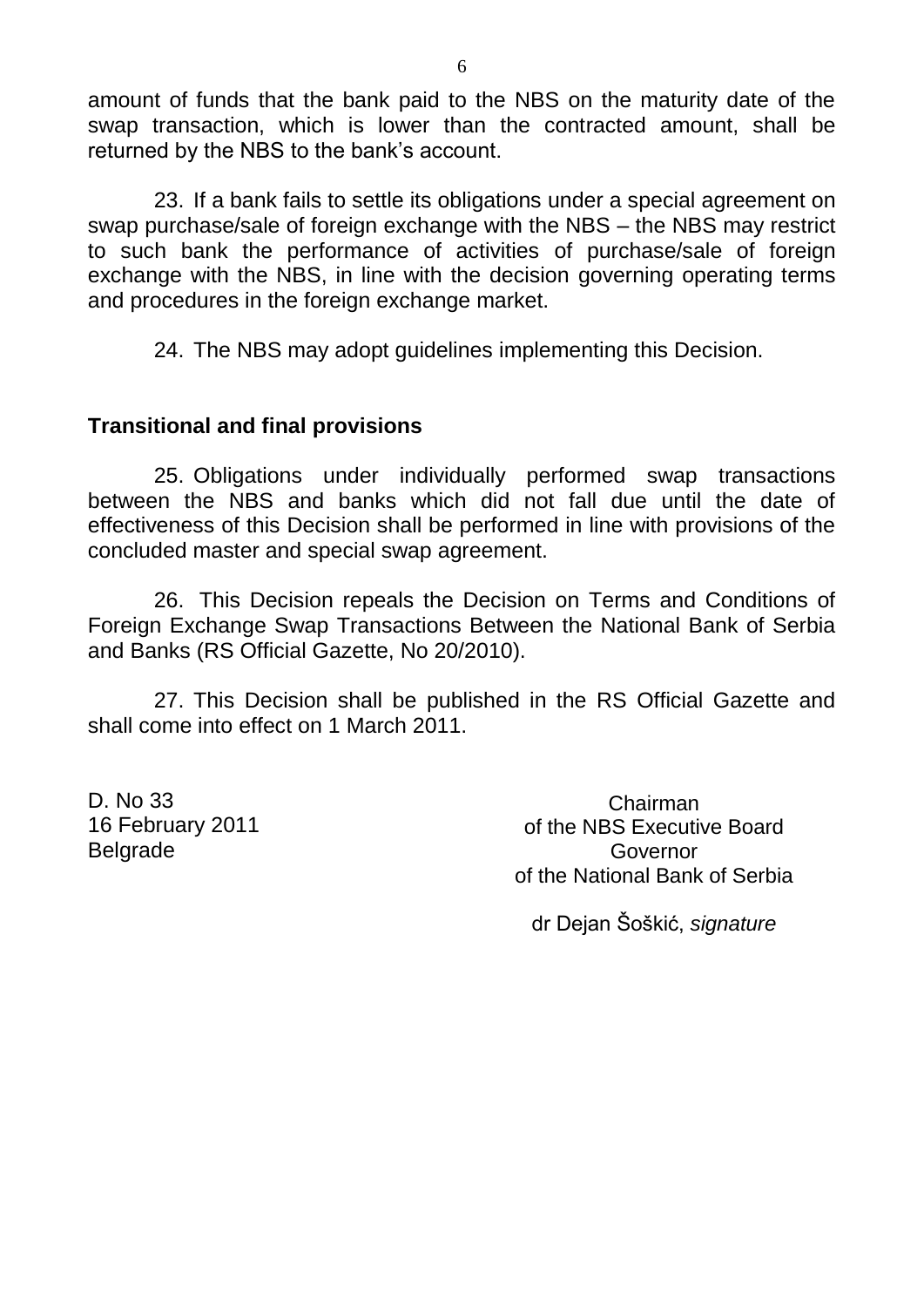amount of funds that the bank paid to the NBS on the maturity date of the swap transaction, which is lower than the contracted amount, shall be returned by the NBS to the bank's account.

23. If a bank fails to settle its obligations under a special agreement on swap purchase/sale of foreign exchange with the NBS – the NBS may restrict to such bank the performance of activities of purchase/sale of foreign exchange with the NBS, in line with the decision governing operating terms and procedures in the foreign exchange market.

24. The NBS may adopt guidelines implementing this Decision.

**Transitional and final provisions**

25. Obligations under individually performed swap transactions between the NBS and banks which did not fall due until the date of effectiveness of this Decision shall be performed in line with provisions of the concluded master and special swap agreement.

26. This Decision repeals the Decision on Terms and Conditions of Foreign Exchange Swap Transactions Between the National Bank of Serbia and Banks (RS Official Gazette, No 20/2010).

27. This Decision shall be published in the RS Official Gazette and shall come into effect on 1 March 2011.

D. No 33
16 February 2011
Belgrade

Chairman
of the NBS Executive Board
Governor
of the National Bank of Serbia

dr Dejan Šoškić, *signature*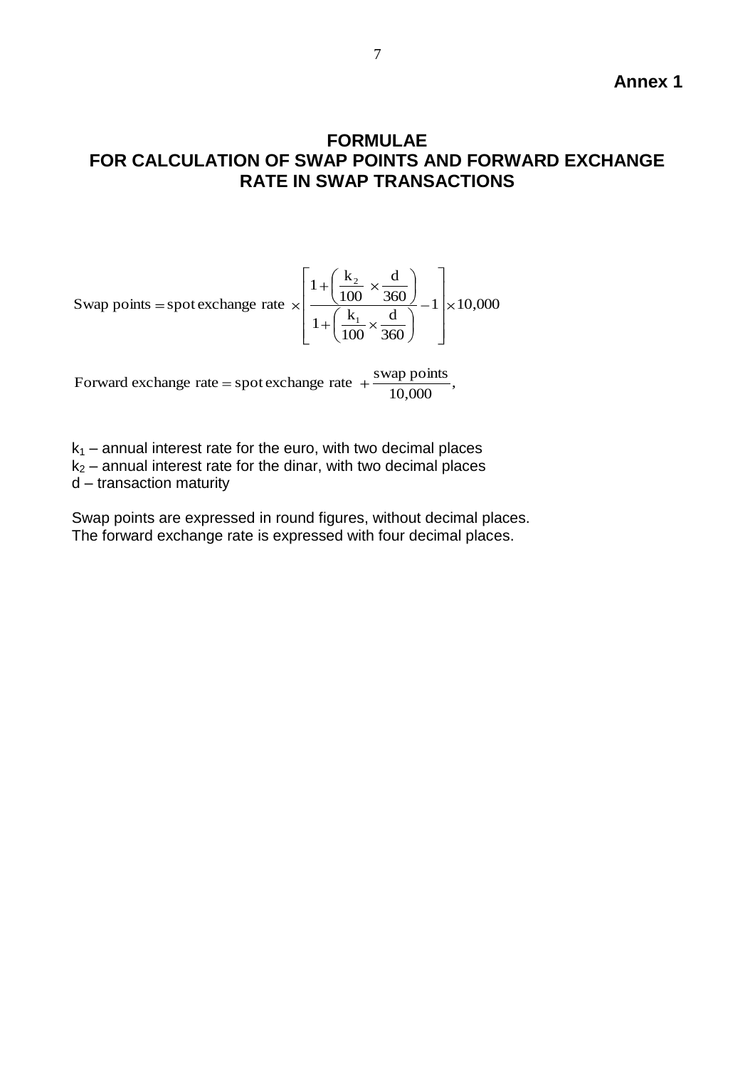**Annex 1**

## FORMULAE
## FOR CALCULATION OF SWAP POINTS AND FORWARD EXCHANGE RATE IN SWAP TRANSACTIONS

$$\text{Swap points} = \text{spot exchange rate} \times \left[ \frac{1 + \left( \frac{k_2}{100} \times \frac{d}{360} \right)}{1 + \left( \frac{k_1}{100} \times \frac{d}{360} \right)} - 1 \right] \times 10{,}000$$

$$\text{Forward exchange rate} = \text{spot exchange rate} + \frac{\text{swap points}}{10{,}000},$$

$k_1$ – annual interest rate for the euro, with two decimal places
$k_2$ – annual interest rate for the dinar, with two decimal places
d – transaction maturity

Swap points are expressed in round figures, without decimal places.
The forward exchange rate is expressed with four decimal places.